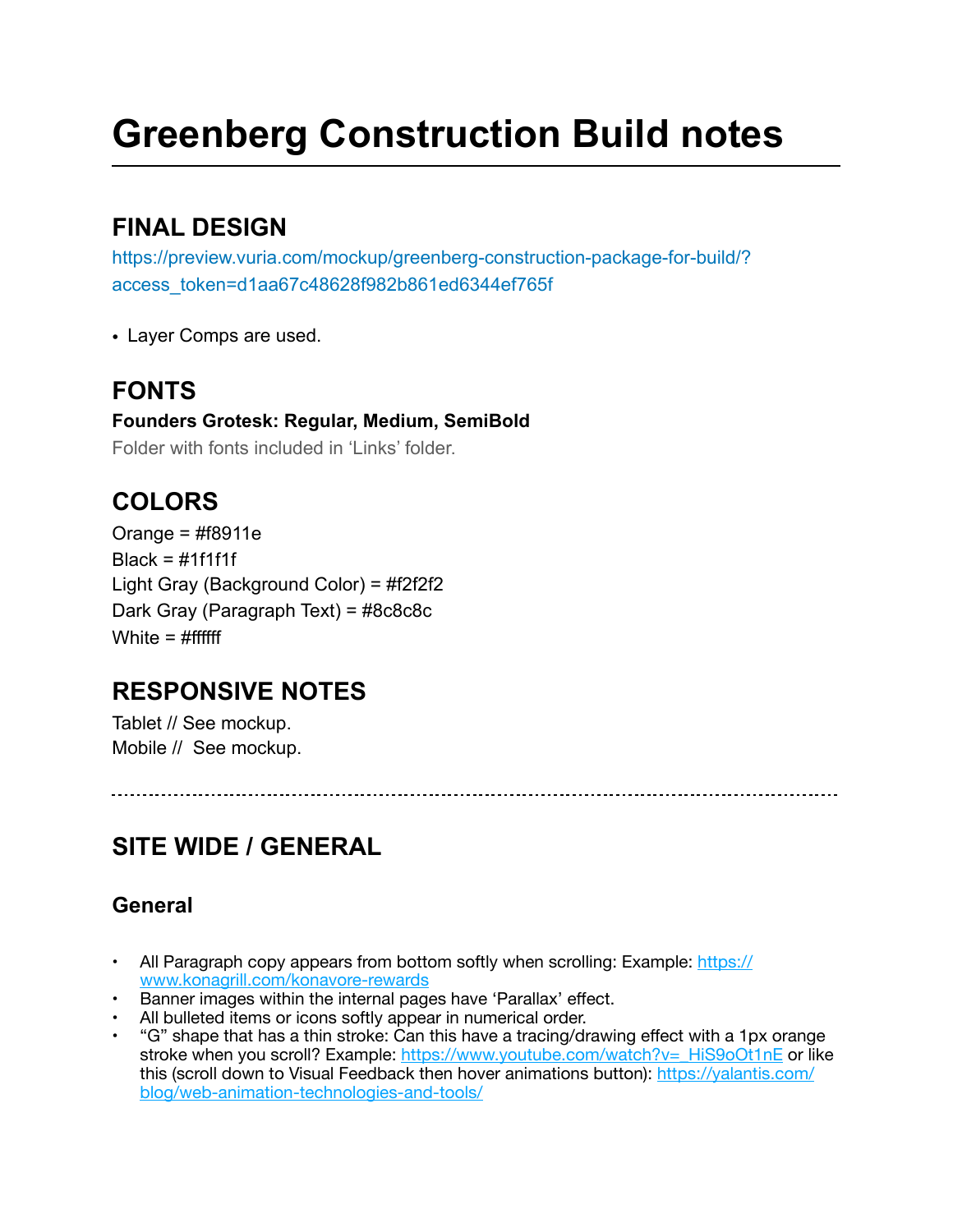# Greenberg Construction Build notes

---

## FINAL DESIGN

https://preview.vuria.com/mockup/greenberg-construction-package-for-build/?access_token=d1aa67c48628f982b861ed6344ef765f

- Layer Comps are used.

## FONTS

**Founders Grotesk: Regular, Medium, SemiBold**

Folder with fonts included in 'Links' folder.

## COLORS

Orange = #f8911e
Black = #1f1f1f
Light Gray (Background Color) = #f2f2f2
Dark Gray (Paragraph Text) = #8c8c8c
White = #ffffff

## RESPONSIVE NOTES

Tablet // See mockup.
Mobile // See mockup.

---

## SITE WIDE / GENERAL

### General

- All Paragraph copy appears from bottom softly when scrolling: Example: https://www.konagrill.com/konavore-rewards
- Banner images within the internal pages have 'Parallax' effect.
- All bulleted items or icons softly appear in numerical order.
- "G" shape that has a thin stroke: Can this have a tracing/drawing effect with a 1px orange stroke when you scroll? Example: https://www.youtube.com/watch?v=_HiS9oOt1nE or like this (scroll down to Visual Feedback then hover animations button): https://yalantis.com/blog/web-animation-technologies-and-tools/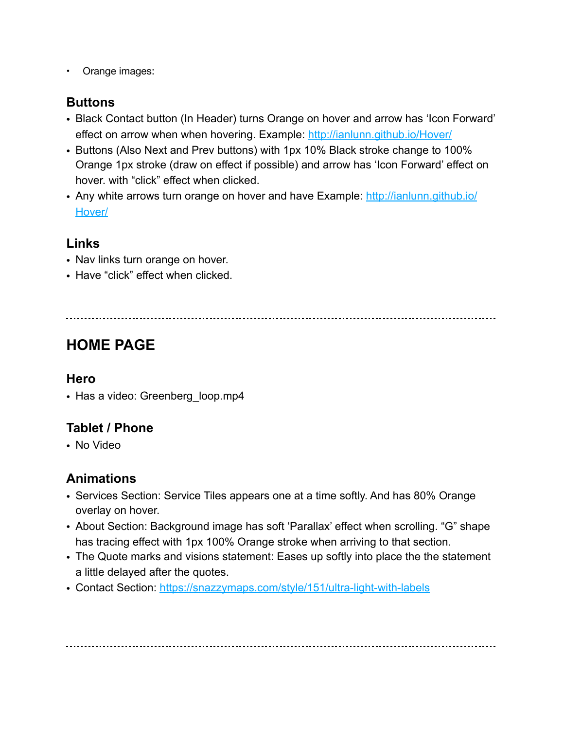- Orange images:

### Buttons

- Black Contact button (In Header) turns Orange on hover and arrow has 'Icon Forward' effect on arrow when when hovering. Example: [http://ianlunn.github.io/Hover/](http://ianlunn.github.io/Hover/)
- Buttons (Also Next and Prev buttons) with 1px 10% Black stroke change to 100% Orange 1px stroke (draw on effect if possible) and arrow has 'Icon Forward' effect on hover. with "click" effect when clicked.
- Any white arrows turn orange on hover and have Example: [http://ianlunn.github.io/Hover/](http://ianlunn.github.io/Hover/)

### Links

- Nav links turn orange on hover.
- Have "click" effect when clicked.

---

## HOME PAGE

### Hero

- Has a video: Greenberg_loop.mp4

### Tablet / Phone

- No Video

### Animations

- Services Section: Service Tiles appears one at a time softly. And has 80% Orange overlay on hover.
- About Section: Background image has soft 'Parallax' effect when scrolling. "G" shape has tracing effect with 1px 100% Orange stroke when arriving to that section.
- The Quote marks and visions statement: Eases up softly into place the the statement a little delayed after the quotes.
- Contact Section: [https://snazzymaps.com/style/151/ultra-light-with-labels](https://snazzymaps.com/style/151/ultra-light-with-labels)

---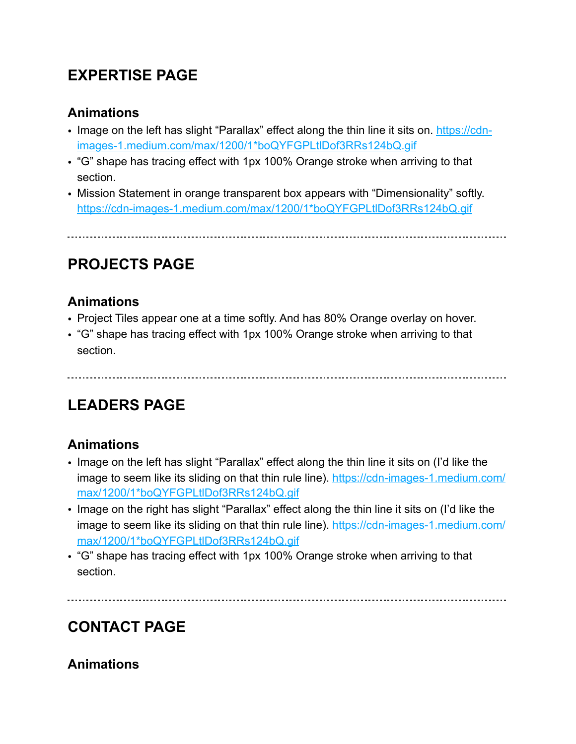## EXPERTISE PAGE

### Animations

- Image on the left has slight “Parallax” effect along the thin line it sits on. https://cdn-images-1.medium.com/max/1200/1*boQYFGPLtlDof3RRs124bQ.gif
- “G” shape has tracing effect with 1px 100% Orange stroke when arriving to that section.
- Mission Statement in orange transparent box appears with “Dimensionality” softly. https://cdn-images-1.medium.com/max/1200/1*boQYFGPLtlDof3RRs124bQ.gif

---

## PROJECTS PAGE

### Animations

- Project Tiles appear one at a time softly. And has 80% Orange overlay on hover.
- “G” shape has tracing effect with 1px 100% Orange stroke when arriving to that section.

---

## LEADERS PAGE

### Animations

- Image on the left has slight “Parallax” effect along the thin line it sits on (I’d like the image to seem like its sliding on that thin rule line). https://cdn-images-1.medium.com/max/1200/1*boQYFGPLtlDof3RRs124bQ.gif
- Image on the right has slight “Parallax” effect along the thin line it sits on (I’d like the image to seem like its sliding on that thin rule line). https://cdn-images-1.medium.com/max/1200/1*boQYFGPLtlDof3RRs124bQ.gif
- “G” shape has tracing effect with 1px 100% Orange stroke when arriving to that section.

---

## CONTACT PAGE

### Animations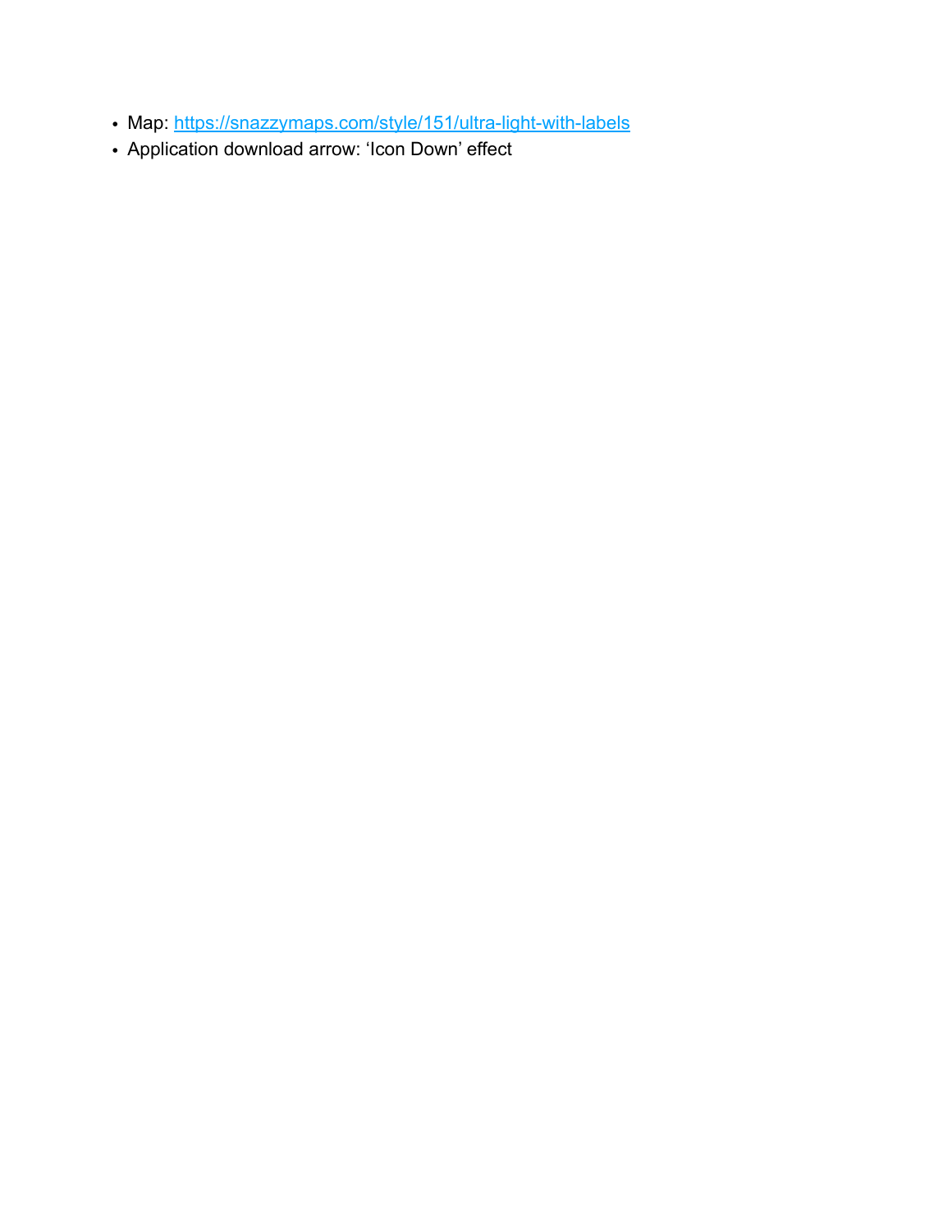- Map: [https://snazzymaps.com/style/151/ultra-light-with-labels](https://snazzymaps.com/style/151/ultra-light-with-labels)
- Application download arrow: ‘Icon Down’ effect